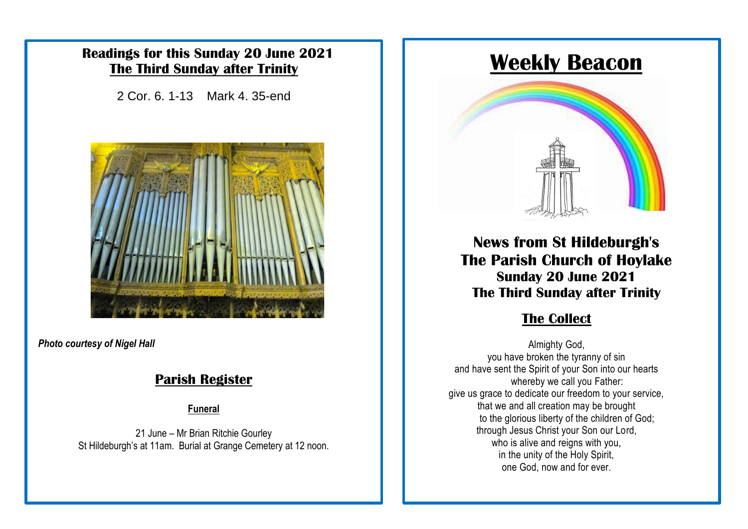## Readings for this Sunday 20 June 2021

## The Third Sunday after Trinity

2 Cor. 6. 1-13    Mark 4. 35-end

*Photo courtesy of Nigel Hall*

## Parish Register

**Funeral**

21 June – Mr Brian Ritchie Gourley
St Hildeburgh's at 11am. Burial at Grange Cemetery at 12 noon.

# Weekly Beacon

## News from St Hildeburgh's
## The Parish Church of Hoylake
### Sunday 20 June 2021
### The Third Sunday after Trinity

## The Collect

Almighty God,
you have broken the tyranny of sin
and have sent the Spirit of your Son into our hearts
whereby we call you Father:
give us grace to dedicate our freedom to your service,
that we and all creation may be brought
to the glorious liberty of the children of God;
through Jesus Christ your Son our Lord,
who is alive and reigns with you,
in the unity of the Holy Spirit,
one God, now and for ever.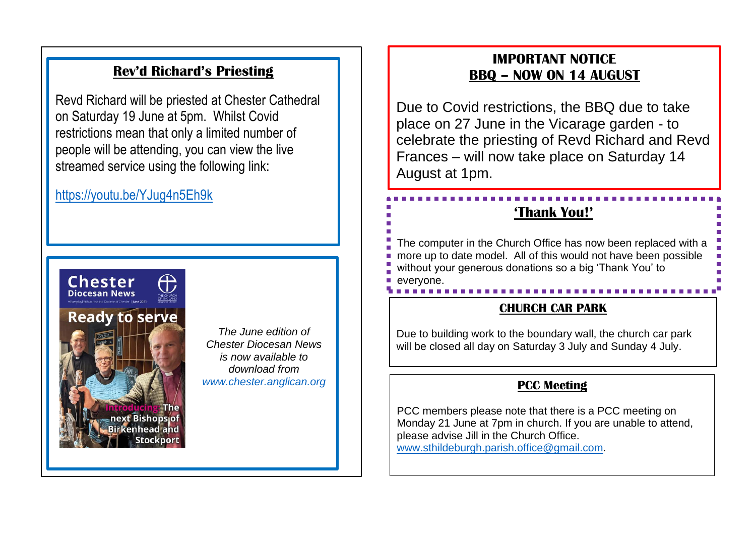## Rev'd Richard's Priesting

Revd Richard will be priested at Chester Cathedral on Saturday 19 June at 5pm. Whilst Covid restrictions mean that only a limited number of people will be attending, you can view the live streamed service using the following link:

https://youtu.be/YJug4n5Eh9k

Chester Diocesan News

Ready to serve

Introducing: The next Bishops of Birkenhead and Stockport

*The June edition of Chester Diocesan News is now available to download from www.chester.anglican.org*

## IMPORTANT NOTICE
## BBQ – NOW ON 14 AUGUST

Due to Covid restrictions, the BBQ due to take place on 27 June in the Vicarage garden - to celebrate the priesting of Revd Richard and Revd Frances – will now take place on Saturday 14 August at 1pm.

## 'Thank You!'

The computer in the Church Office has now been replaced with a more up to date model. All of this would not have been possible without your generous donations so a big 'Thank You' to everyone.

## CHURCH CAR PARK

Due to building work to the boundary wall, the church car park will be closed all day on Saturday 3 July and Sunday 4 July.

## PCC Meeting

PCC members please note that there is a PCC meeting on Monday 21 June at 7pm in church. If you are unable to attend, please advise Jill in the Church Office. www.sthildeburgh.parish.office@gmail.com.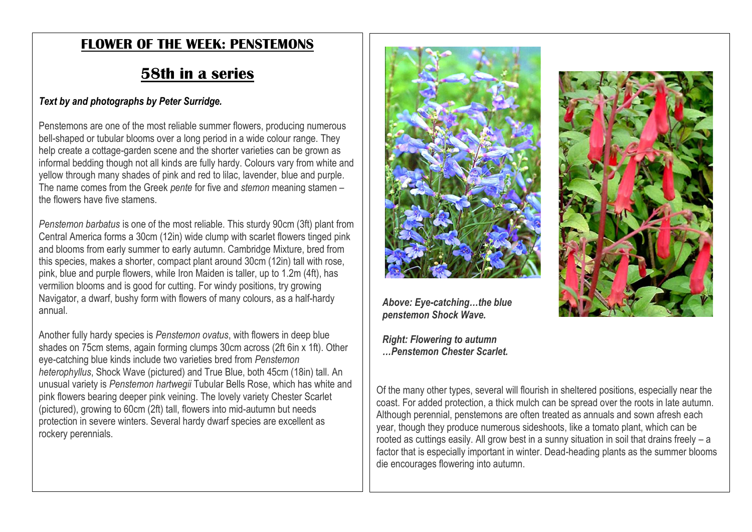# FLOWER OF THE WEEK: PENSTEMONS

## 58th in a series

***Text by and photographs by Peter Surridge.***

Penstemons are one of the most reliable summer flowers, producing numerous bell-shaped or tubular blooms over a long period in a wide colour range. They help create a cottage-garden scene and the shorter varieties can be grown as informal bedding though not all kinds are fully hardy. Colours vary from white and yellow through many shades of pink and red to lilac, lavender, blue and purple. The name comes from the Greek *pente* for five and *stemon* meaning stamen – the flowers have five stamens.

*Penstemon barbatus* is one of the most reliable. This sturdy 90cm (3ft) plant from Central America forms a 30cm (12in) wide clump with scarlet flowers tinged pink and blooms from early summer to early autumn. Cambridge Mixture, bred from this species, makes a shorter, compact plant around 30cm (12in) tall with rose, pink, blue and purple flowers, while Iron Maiden is taller, up to 1.2m (4ft), has vermilion blooms and is good for cutting. For windy positions, try growing Navigator, a dwarf, bushy form with flowers of many colours, as a half-hardy annual.

Another fully hardy species is *Penstemon ovatus*, with flowers in deep blue shades on 75cm stems, again forming clumps 30cm across (2ft 6in x 1ft). Other eye-catching blue kinds include two varieties bred from *Penstemon heterophyllus*, Shock Wave (pictured) and True Blue, both 45cm (18in) tall. An unusual variety is *Penstemon hartwegii* Tubular Bells Rose, which has white and pink flowers bearing deeper pink veining. The lovely variety Chester Scarlet (pictured), growing to 60cm (2ft) tall, flowers into mid-autumn but needs protection in severe winters. Several hardy dwarf species are excellent as rockery perennials.

***Above: Eye-catching…the blue penstemon Shock Wave.***

***Right: Flowering to autumn …Penstemon Chester Scarlet.***

Of the many other types, several will flourish in sheltered positions, especially near the coast. For added protection, a thick mulch can be spread over the roots in late autumn. Although perennial, penstemons are often treated as annuals and sown afresh each year, though they produce numerous sideshoots, like a tomato plant, which can be rooted as cuttings easily. All grow best in a sunny situation in soil that drains freely – a factor that is especially important in winter. Dead-heading plants as the summer blooms die encourages flowering into autumn.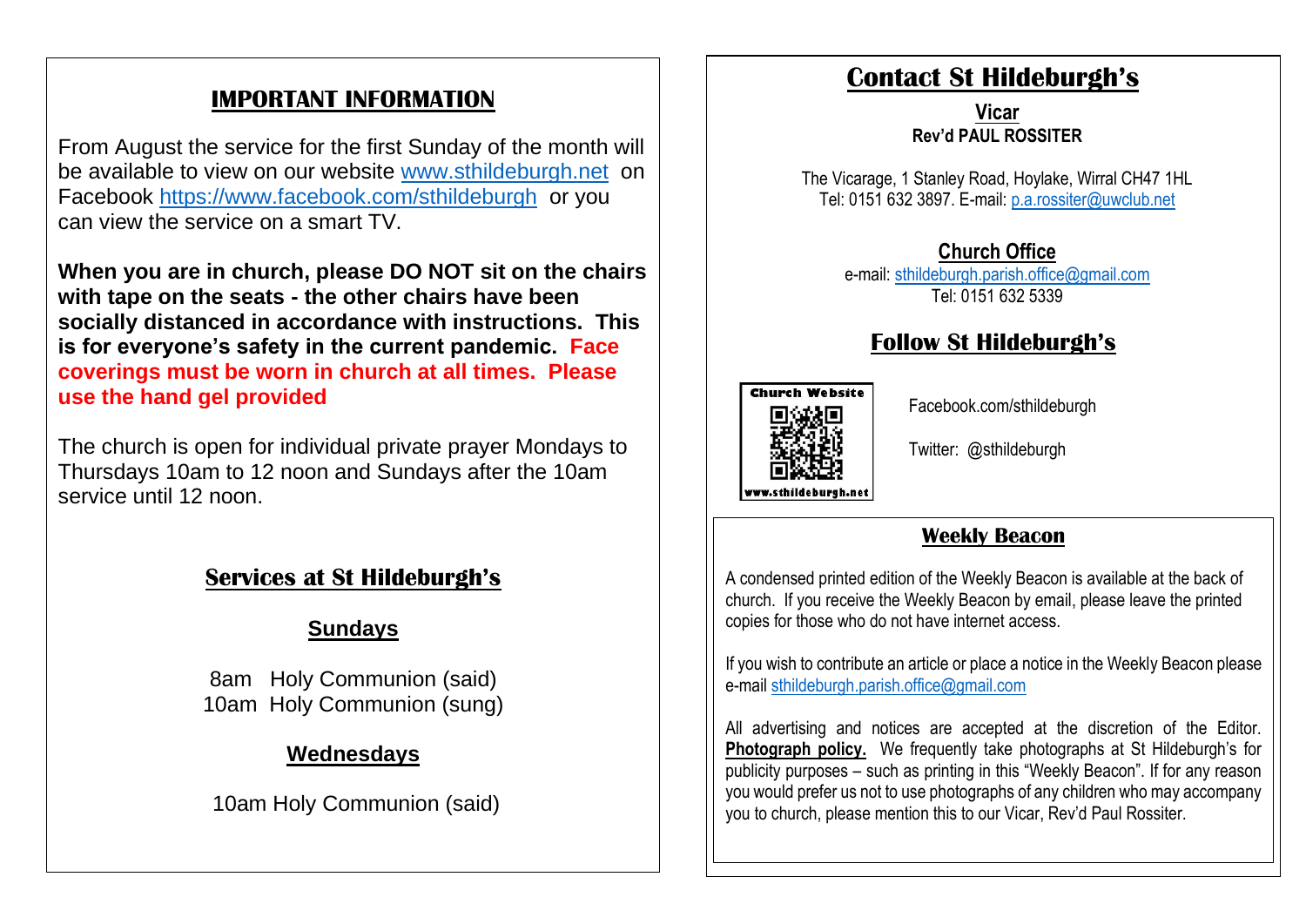## IMPORTANT INFORMATION

From August the service for the first Sunday of the month will be available to view on our website www.sthildeburgh.net on Facebook https://www.facebook.com/sthildeburgh or you can view the service on a smart TV.

**When you are in church, please DO NOT sit on the chairs with tape on the seats - the other chairs have been socially distanced in accordance with instructions. This is for everyone's safety in the current pandemic. Face coverings must be worn in church at all times. Please use the hand gel provided**

The church is open for individual private prayer Mondays to Thursdays 10am to 12 noon and Sundays after the 10am service until 12 noon.

## Services at St Hildeburgh's

### Sundays

8am Holy Communion (said)
10am Holy Communion (sung)

### Wednesdays

10am Holy Communion (said)

## Contact St Hildeburgh's

### Vicar

**Rev'd PAUL ROSSITER**

The Vicarage, 1 Stanley Road, Hoylake, Wirral CH47 1HL
Tel: 0151 632 3897. E-mail: p.a.rossiter@uwclub.net

### Church Office

e-mail: sthildeburgh.parish.office@gmail.com
Tel: 0151 632 5339

## Follow St Hildeburgh's

Church Website
www.sthildeburgh.net

Facebook.com/sthildeburgh

Twitter: @sthildeburgh

### Weekly Beacon

A condensed printed edition of the Weekly Beacon is available at the back of church. If you receive the Weekly Beacon by email, please leave the printed copies for those who do not have internet access.

If you wish to contribute an article or place a notice in the Weekly Beacon please e-mail sthildeburgh.parish.office@gmail.com

All advertising and notices are accepted at the discretion of the Editor. **Photograph policy.** We frequently take photographs at St Hildeburgh's for publicity purposes – such as printing in this "Weekly Beacon". If for any reason you would prefer us not to use photographs of any children who may accompany you to church, please mention this to our Vicar, Rev'd Paul Rossiter.